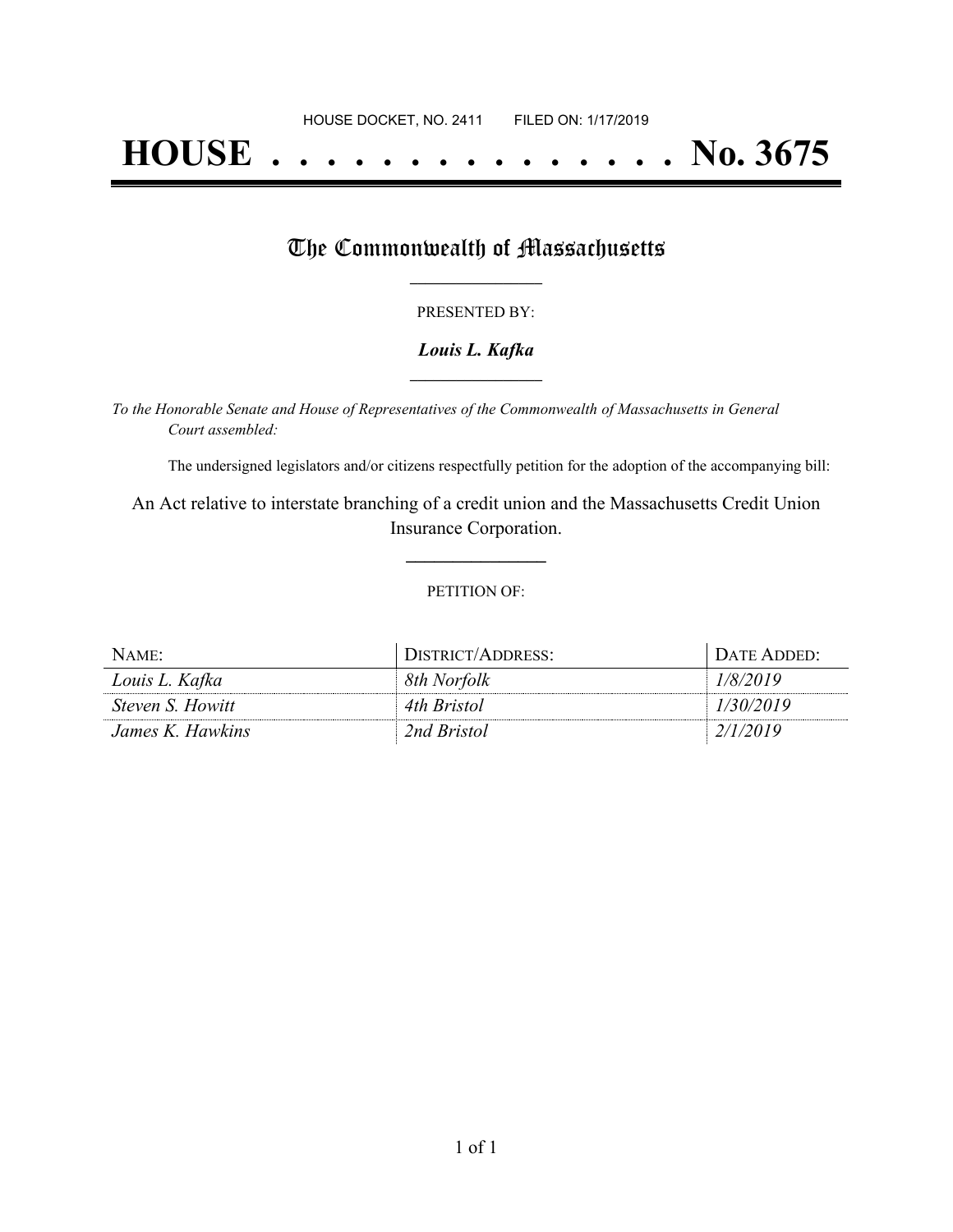HOUSE DOCKET, NO. 2411 FILED ON: 1/17/2019

# HOUSE . . . . . . . . . . . . . . . No. 3675

## The Commonwealth of Massachusetts

PRESENTED BY:

***Louis L. Kafka***

*To the Honorable Senate and House of Representatives of the Commonwealth of Massachusetts in General Court assembled:*

The undersigned legislators and/or citizens respectfully petition for the adoption of the accompanying bill:

An Act relative to interstate branching of a credit union and the Massachusetts Credit Union Insurance Corporation.

PETITION OF:

| NAME: | DISTRICT/ADDRESS: | DATE ADDED: |
| --- | --- | --- |
| *Louis L. Kafka* | *8th Norfolk* | *1/8/2019* |
| *Steven S. Howitt* | *4th Bristol* | *1/30/2019* |
| *James K. Hawkins* | *2nd Bristol* | *2/1/2019* |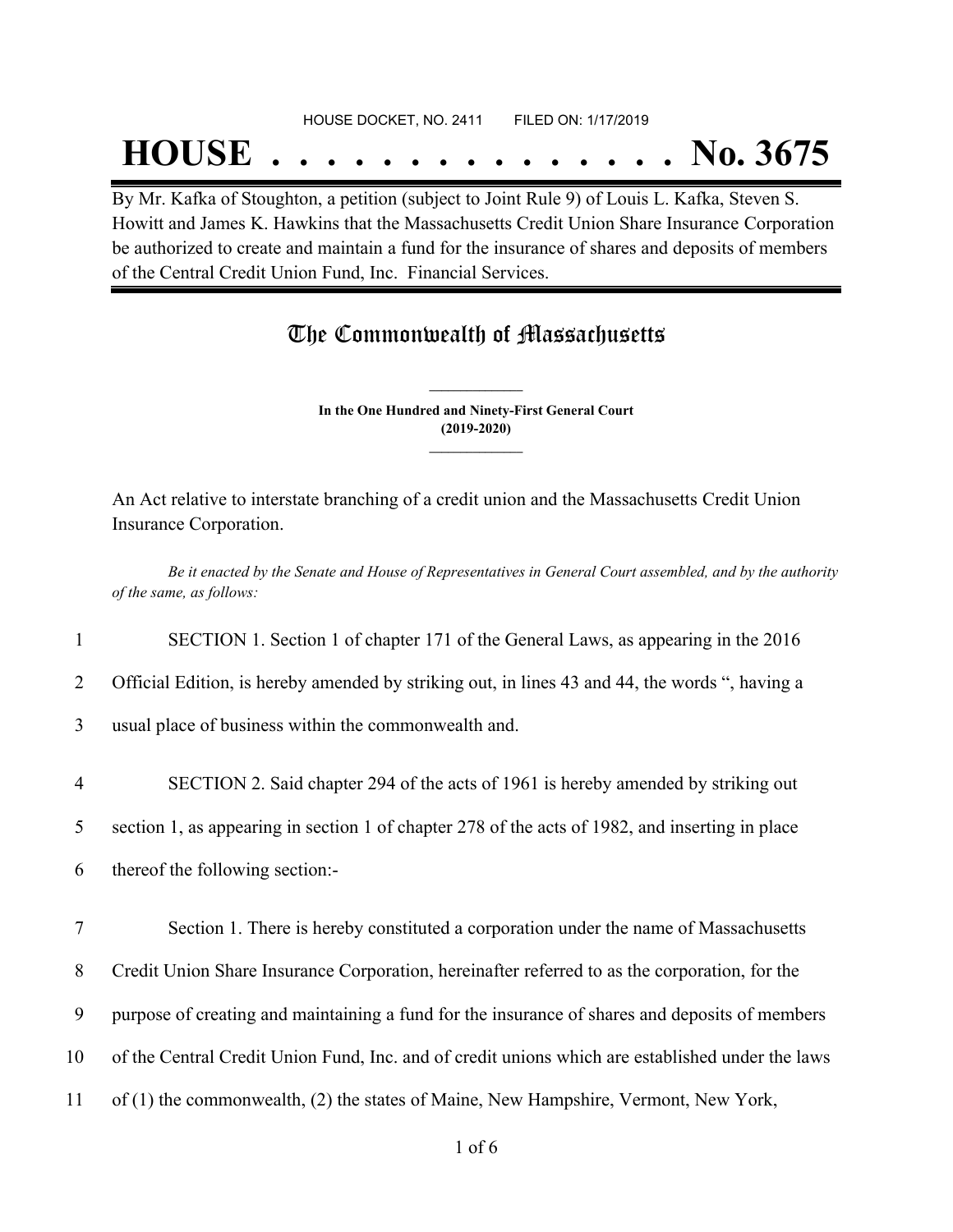HOUSE DOCKET, NO. 2411 FILED ON: 1/17/2019

# HOUSE . . . . . . . . . . . . . . . No. 3675

By Mr. Kafka of Stoughton, a petition (subject to Joint Rule 9) of Louis L. Kafka, Steven S. Howitt and James K. Hawkins that the Massachusetts Credit Union Share Insurance Corporation be authorized to create and maintain a fund for the insurance of shares and deposits of members of the Central Credit Union Fund, Inc. Financial Services.

## The Commonwealth of Massachusetts

**In the One Hundred and Ninety-First General Court**
**(2019-2020)**

An Act relative to interstate branching of a credit union and the Massachusetts Credit Union Insurance Corporation.

*Be it enacted by the Senate and House of Representatives in General Court assembled, and by the authority of the same, as follows:*

1 SECTION 1. Section 1 of chapter 171 of the General Laws, as appearing in the 2016
2 Official Edition, is hereby amended by striking out, in lines 43 and 44, the words ", having a
3 usual place of business within the commonwealth and.

4 SECTION 2. Said chapter 294 of the acts of 1961 is hereby amended by striking out
5 section 1, as appearing in section 1 of chapter 278 of the acts of 1982, and inserting in place
6 thereof the following section:-

7 Section 1. There is hereby constituted a corporation under the name of Massachusetts
8 Credit Union Share Insurance Corporation, hereinafter referred to as the corporation, for the
9 purpose of creating and maintaining a fund for the insurance of shares and deposits of members
10 of the Central Credit Union Fund, Inc. and of credit unions which are established under the laws
11 of (1) the commonwealth, (2) the states of Maine, New Hampshire, Vermont, New York,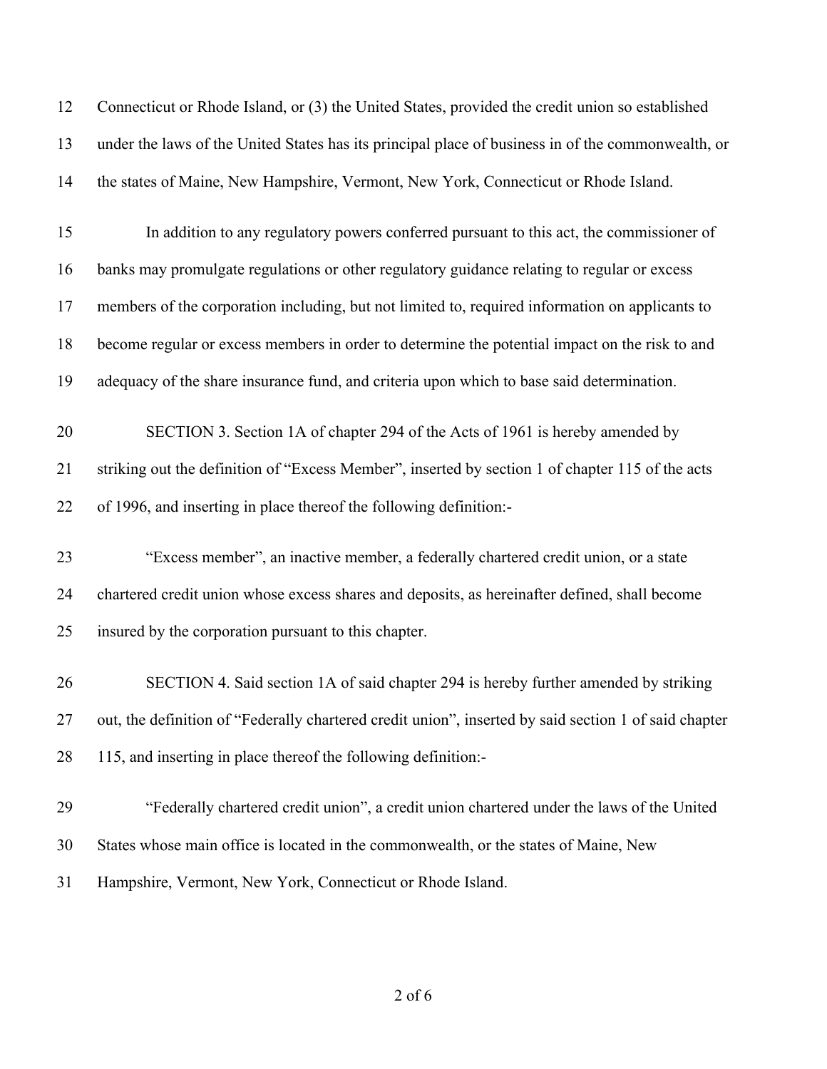Connecticut or Rhode Island, or (3) the United States, provided the credit union so established under the laws of the United States has its principal place of business in of the commonwealth, or the states of Maine, New Hampshire, Vermont, New York, Connecticut or Rhode Island.

In addition to any regulatory powers conferred pursuant to this act, the commissioner of banks may promulgate regulations or other regulatory guidance relating to regular or excess members of the corporation including, but not limited to, required information on applicants to become regular or excess members in order to determine the potential impact on the risk to and adequacy of the share insurance fund, and criteria upon which to base said determination.

SECTION 3. Section 1A of chapter 294 of the Acts of 1961 is hereby amended by striking out the definition of "Excess Member", inserted by section 1 of chapter 115 of the acts of 1996, and inserting in place thereof the following definition:-

"Excess member", an inactive member, a federally chartered credit union, or a state chartered credit union whose excess shares and deposits, as hereinafter defined, shall become insured by the corporation pursuant to this chapter.

SECTION 4. Said section 1A of said chapter 294 is hereby further amended by striking out, the definition of "Federally chartered credit union", inserted by said section 1 of said chapter 115, and inserting in place thereof the following definition:-

"Federally chartered credit union", a credit union chartered under the laws of the United States whose main office is located in the commonwealth, or the states of Maine, New Hampshire, Vermont, New York, Connecticut or Rhode Island.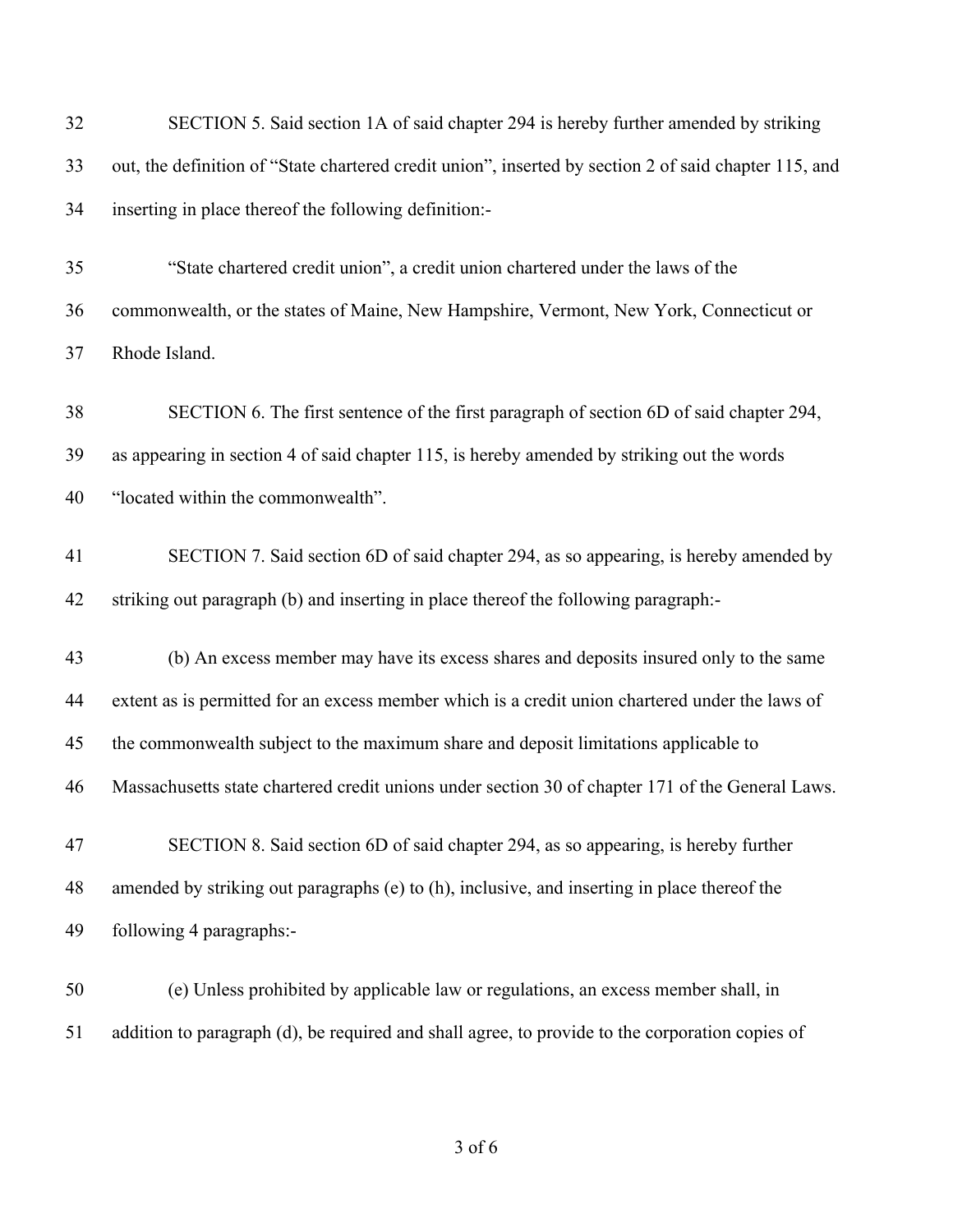SECTION 5. Said section 1A of said chapter 294 is hereby further amended by striking out, the definition of "State chartered credit union", inserted by section 2 of said chapter 115, and inserting in place thereof the following definition:-

"State chartered credit union", a credit union chartered under the laws of the commonwealth, or the states of Maine, New Hampshire, Vermont, New York, Connecticut or Rhode Island.

SECTION 6. The first sentence of the first paragraph of section 6D of said chapter 294, as appearing in section 4 of said chapter 115, is hereby amended by striking out the words "located within the commonwealth".

SECTION 7. Said section 6D of said chapter 294, as so appearing, is hereby amended by striking out paragraph (b) and inserting in place thereof the following paragraph:-

(b) An excess member may have its excess shares and deposits insured only to the same extent as is permitted for an excess member which is a credit union chartered under the laws of the commonwealth subject to the maximum share and deposit limitations applicable to Massachusetts state chartered credit unions under section 30 of chapter 171 of the General Laws.

SECTION 8. Said section 6D of said chapter 294, as so appearing, is hereby further amended by striking out paragraphs (e) to (h), inclusive, and inserting in place thereof the following 4 paragraphs:-

(e) Unless prohibited by applicable law or regulations, an excess member shall, in addition to paragraph (d), be required and shall agree, to provide to the corporation copies of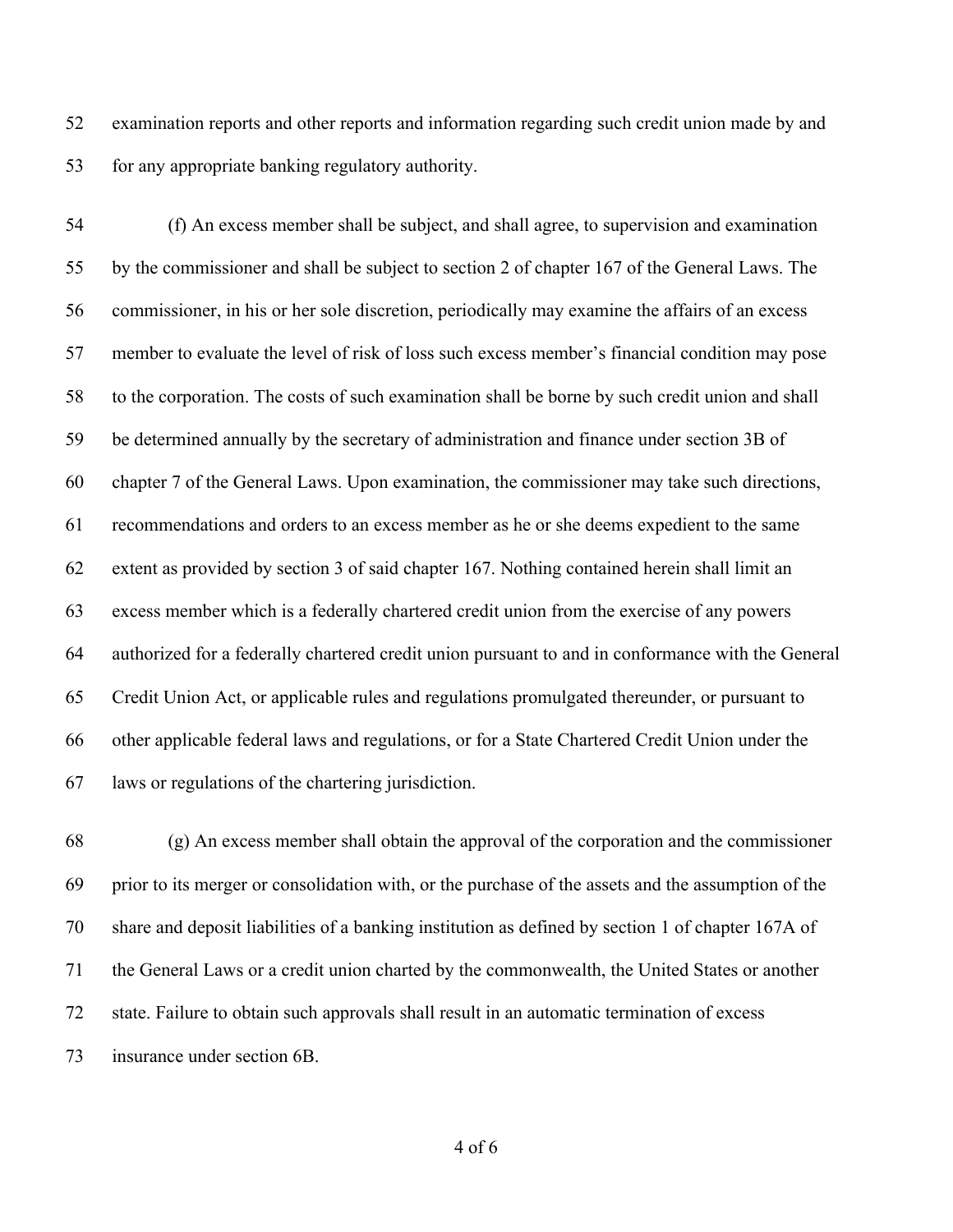examination reports and other reports and information regarding such credit union made by and for any appropriate banking regulatory authority.

(f) An excess member shall be subject, and shall agree, to supervision and examination by the commissioner and shall be subject to section 2 of chapter 167 of the General Laws. The commissioner, in his or her sole discretion, periodically may examine the affairs of an excess member to evaluate the level of risk of loss such excess member's financial condition may pose to the corporation. The costs of such examination shall be borne by such credit union and shall be determined annually by the secretary of administration and finance under section 3B of chapter 7 of the General Laws. Upon examination, the commissioner may take such directions, recommendations and orders to an excess member as he or she deems expedient to the same extent as provided by section 3 of said chapter 167. Nothing contained herein shall limit an excess member which is a federally chartered credit union from the exercise of any powers authorized for a federally chartered credit union pursuant to and in conformance with the General Credit Union Act, or applicable rules and regulations promulgated thereunder, or pursuant to other applicable federal laws and regulations, or for a State Chartered Credit Union under the laws or regulations of the chartering jurisdiction.

(g) An excess member shall obtain the approval of the corporation and the commissioner prior to its merger or consolidation with, or the purchase of the assets and the assumption of the share and deposit liabilities of a banking institution as defined by section 1 of chapter 167A of the General Laws or a credit union charted by the commonwealth, the United States or another state. Failure to obtain such approvals shall result in an automatic termination of excess insurance under section 6B.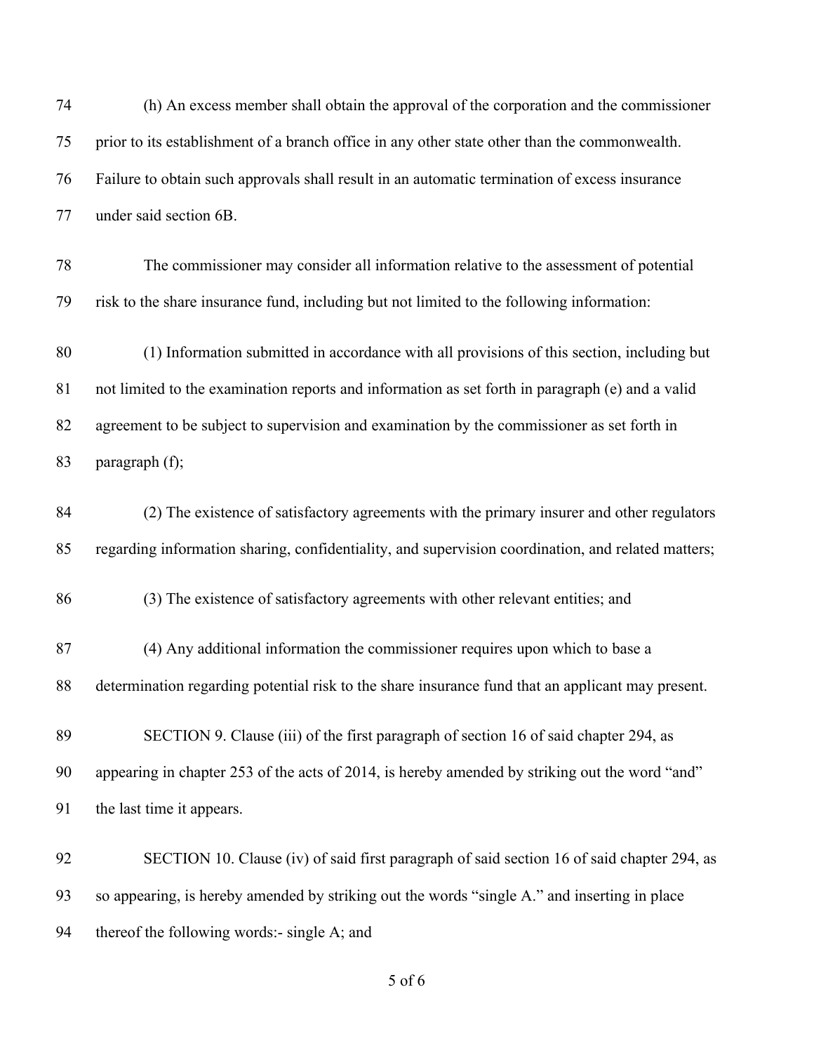(h) An excess member shall obtain the approval of the corporation and the commissioner prior to its establishment of a branch office in any other state other than the commonwealth. Failure to obtain such approvals shall result in an automatic termination of excess insurance under said section 6B.

The commissioner may consider all information relative to the assessment of potential risk to the share insurance fund, including but not limited to the following information:

(1) Information submitted in accordance with all provisions of this section, including but not limited to the examination reports and information as set forth in paragraph (e) and a valid agreement to be subject to supervision and examination by the commissioner as set forth in paragraph (f);

(2) The existence of satisfactory agreements with the primary insurer and other regulators regarding information sharing, confidentiality, and supervision coordination, and related matters;

(3) The existence of satisfactory agreements with other relevant entities; and

(4) Any additional information the commissioner requires upon which to base a determination regarding potential risk to the share insurance fund that an applicant may present.

SECTION 9. Clause (iii) of the first paragraph of section 16 of said chapter 294, as appearing in chapter 253 of the acts of 2014, is hereby amended by striking out the word "and" the last time it appears.

SECTION 10. Clause (iv) of said first paragraph of said section 16 of said chapter 294, as so appearing, is hereby amended by striking out the words "single A." and inserting in place thereof the following words:- single A; and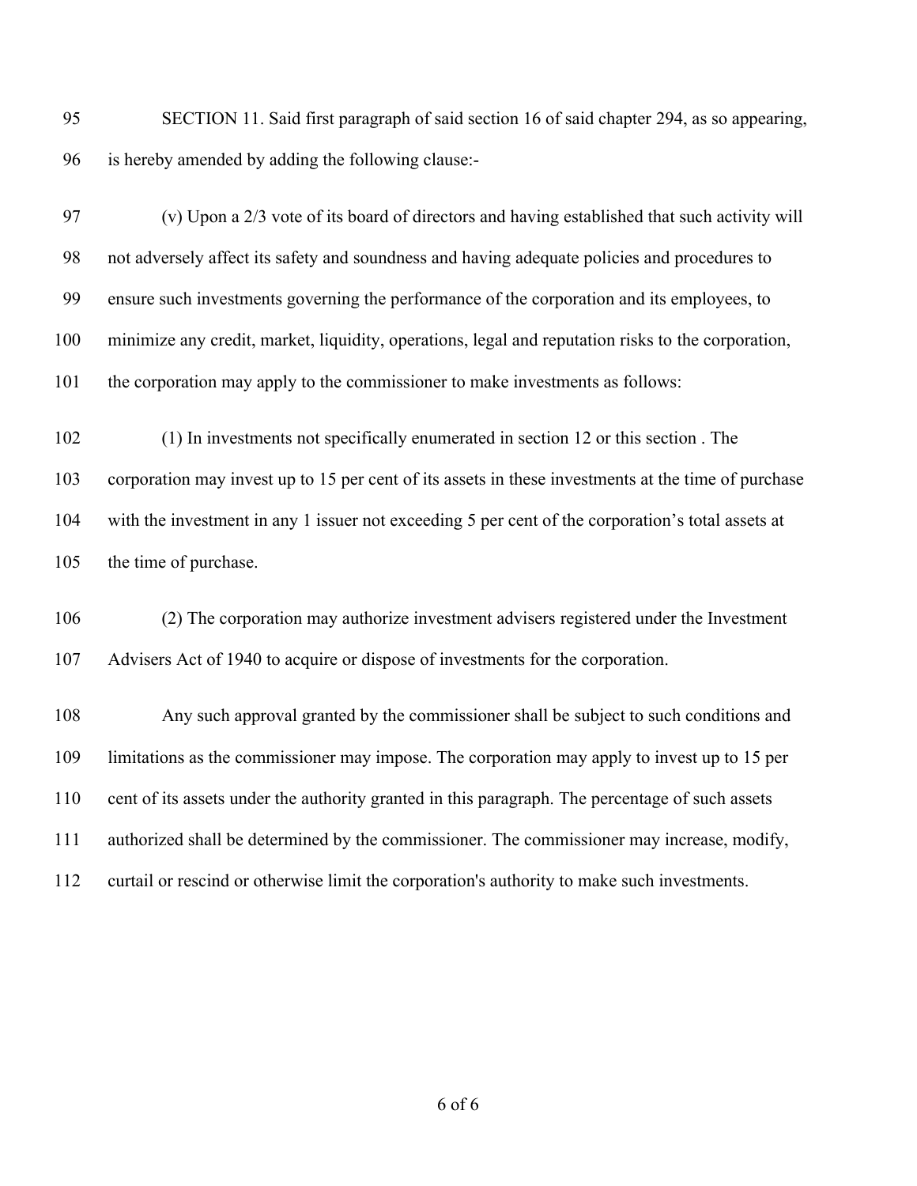SECTION 11. Said first paragraph of said section 16 of said chapter 294, as so appearing, is hereby amended by adding the following clause:-

(v) Upon a 2/3 vote of its board of directors and having established that such activity will not adversely affect its safety and soundness and having adequate policies and procedures to ensure such investments governing the performance of the corporation and its employees, to minimize any credit, market, liquidity, operations, legal and reputation risks to the corporation, the corporation may apply to the commissioner to make investments as follows:

(1) In investments not specifically enumerated in section 12 or this section . The corporation may invest up to 15 per cent of its assets in these investments at the time of purchase with the investment in any 1 issuer not exceeding 5 per cent of the corporation's total assets at the time of purchase.

(2) The corporation may authorize investment advisers registered under the Investment Advisers Act of 1940 to acquire or dispose of investments for the corporation.

Any such approval granted by the commissioner shall be subject to such conditions and limitations as the commissioner may impose. The corporation may apply to invest up to 15 per cent of its assets under the authority granted in this paragraph. The percentage of such assets authorized shall be determined by the commissioner. The commissioner may increase, modify, curtail or rescind or otherwise limit the corporation's authority to make such investments.